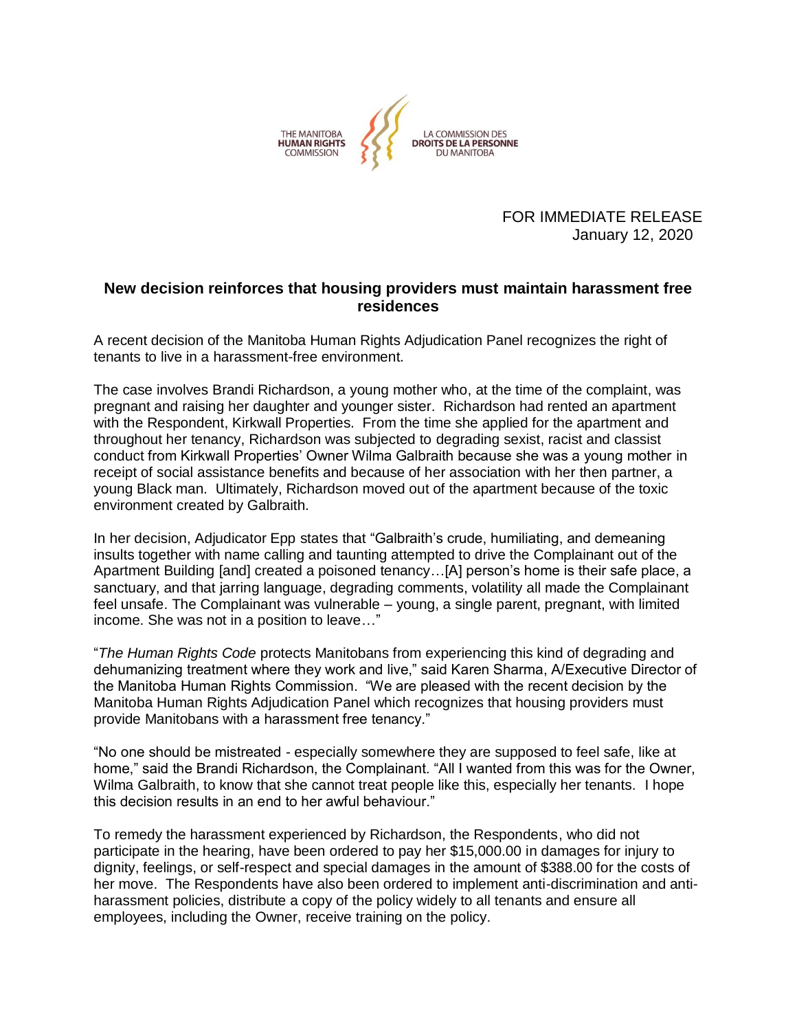THE MANITOBA **HUMAN RIGHTS** COMMISSION

LA COMMISSION DES **DROITS DE LA PERSONNE** DU MANITOBA

FOR IMMEDIATE RELEASE
January 12, 2020

## New decision reinforces that housing providers must maintain harassment free residences

A recent decision of the Manitoba Human Rights Adjudication Panel recognizes the right of tenants to live in a harassment-free environment.

The case involves Brandi Richardson, a young mother who, at the time of the complaint, was pregnant and raising her daughter and younger sister. Richardson had rented an apartment with the Respondent, Kirkwall Properties. From the time she applied for the apartment and throughout her tenancy, Richardson was subjected to degrading sexist, racist and classist conduct from Kirkwall Properties' Owner Wilma Galbraith because she was a young mother in receipt of social assistance benefits and because of her association with her then partner, a young Black man. Ultimately, Richardson moved out of the apartment because of the toxic environment created by Galbraith.

In her decision, Adjudicator Epp states that "Galbraith's crude, humiliating, and demeaning insults together with name calling and taunting attempted to drive the Complainant out of the Apartment Building [and] created a poisoned tenancy…[A] person's home is their safe place, a sanctuary, and that jarring language, degrading comments, volatility all made the Complainant feel unsafe. The Complainant was vulnerable – young, a single parent, pregnant, with limited income. She was not in a position to leave…"

"*The Human Rights Code* protects Manitobans from experiencing this kind of degrading and dehumanizing treatment where they work and live," said Karen Sharma, A/Executive Director of the Manitoba Human Rights Commission. "We are pleased with the recent decision by the Manitoba Human Rights Adjudication Panel which recognizes that housing providers must provide Manitobans with a harassment free tenancy."

"No one should be mistreated - especially somewhere they are supposed to feel safe, like at home," said the Brandi Richardson, the Complainant. "All I wanted from this was for the Owner, Wilma Galbraith, to know that she cannot treat people like this, especially her tenants. I hope this decision results in an end to her awful behaviour."

To remedy the harassment experienced by Richardson, the Respondents, who did not participate in the hearing, have been ordered to pay her $15,000.00 in damages for injury to dignity, feelings, or self-respect and special damages in the amount of $388.00 for the costs of her move. The Respondents have also been ordered to implement anti-discrimination and anti-harassment policies, distribute a copy of the policy widely to all tenants and ensure all employees, including the Owner, receive training on the policy.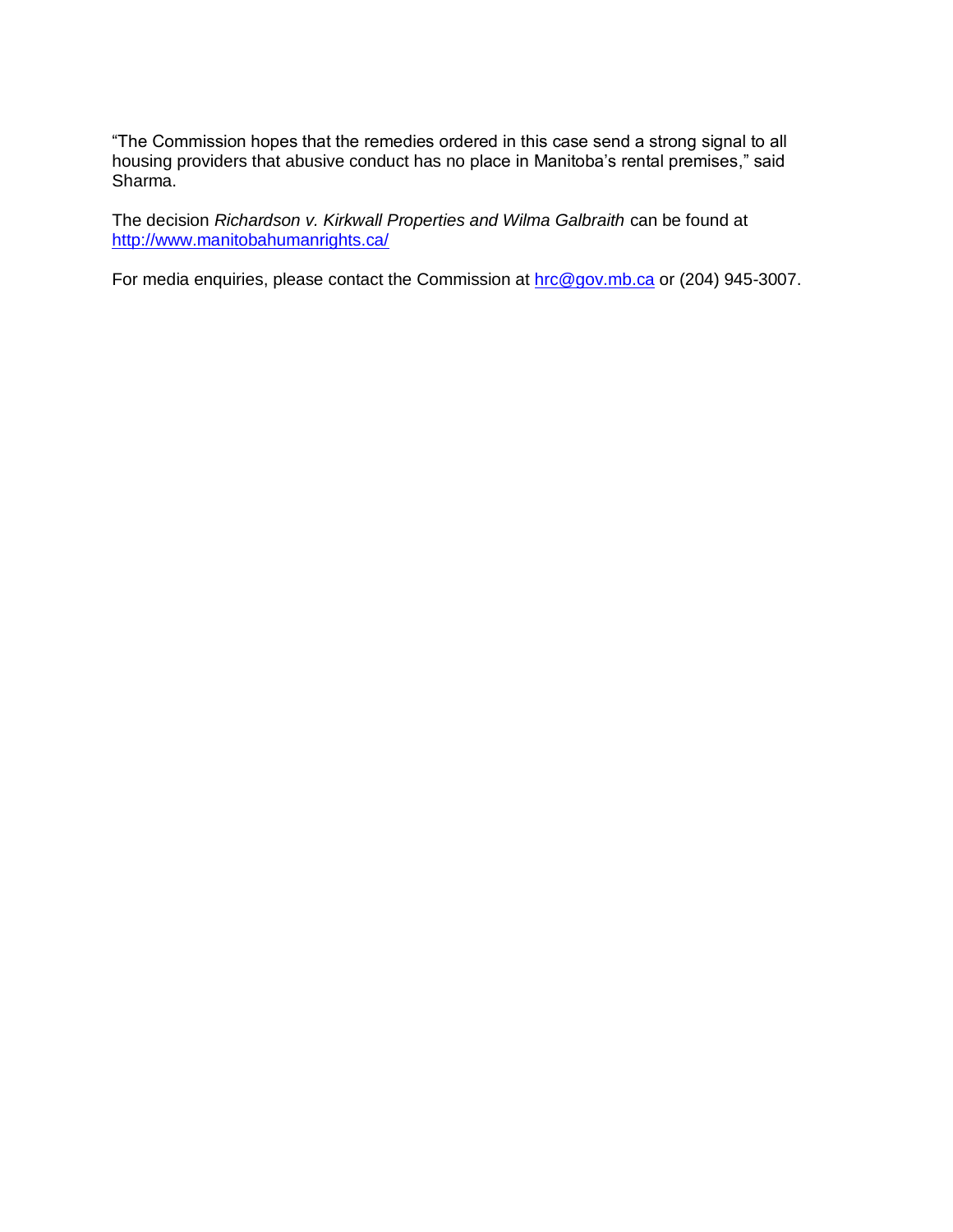"The Commission hopes that the remedies ordered in this case send a strong signal to all housing providers that abusive conduct has no place in Manitoba's rental premises," said Sharma.

The decision *Richardson v. Kirkwall Properties and Wilma Galbraith* can be found at http://www.manitobahumanrights.ca/

For media enquiries, please contact the Commission at hrc@gov.mb.ca or (204) 945-3007.